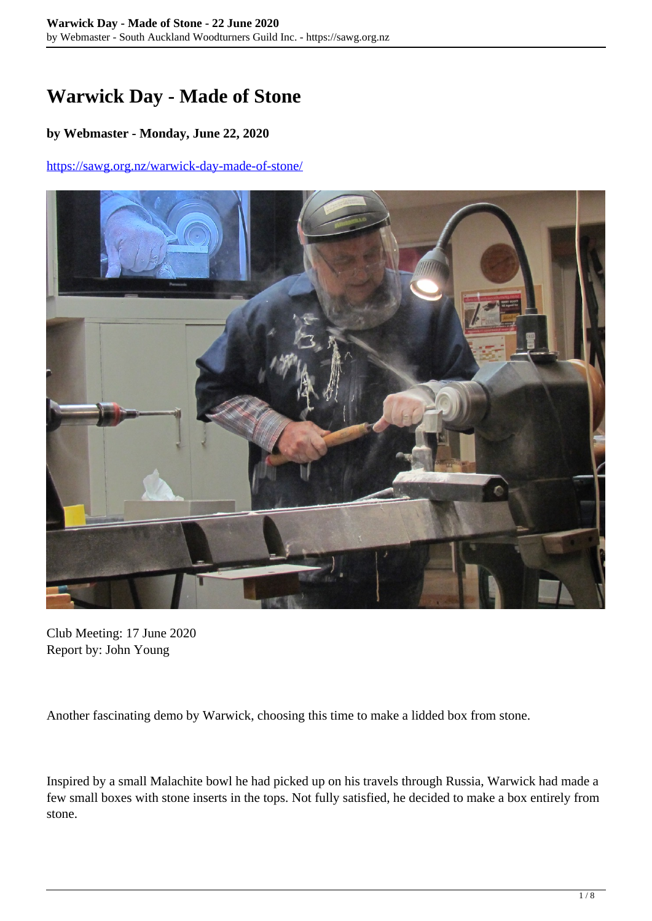# Warwick Day - Made of Stone

**by Webmaster - Monday, June 22, 2020**

https://sawg.org.nz/warwick-day-made-of-stone/

Club Meeting: 17 June 2020
Report by: John Young

Another fascinating demo by Warwick, choosing this time to make a lidded box from stone.

Inspired by a small Malachite bowl he had picked up on his travels through Russia, Warwick had made a few small boxes with stone inserts in the tops. Not fully satisfied, he decided to make a box entirely from stone.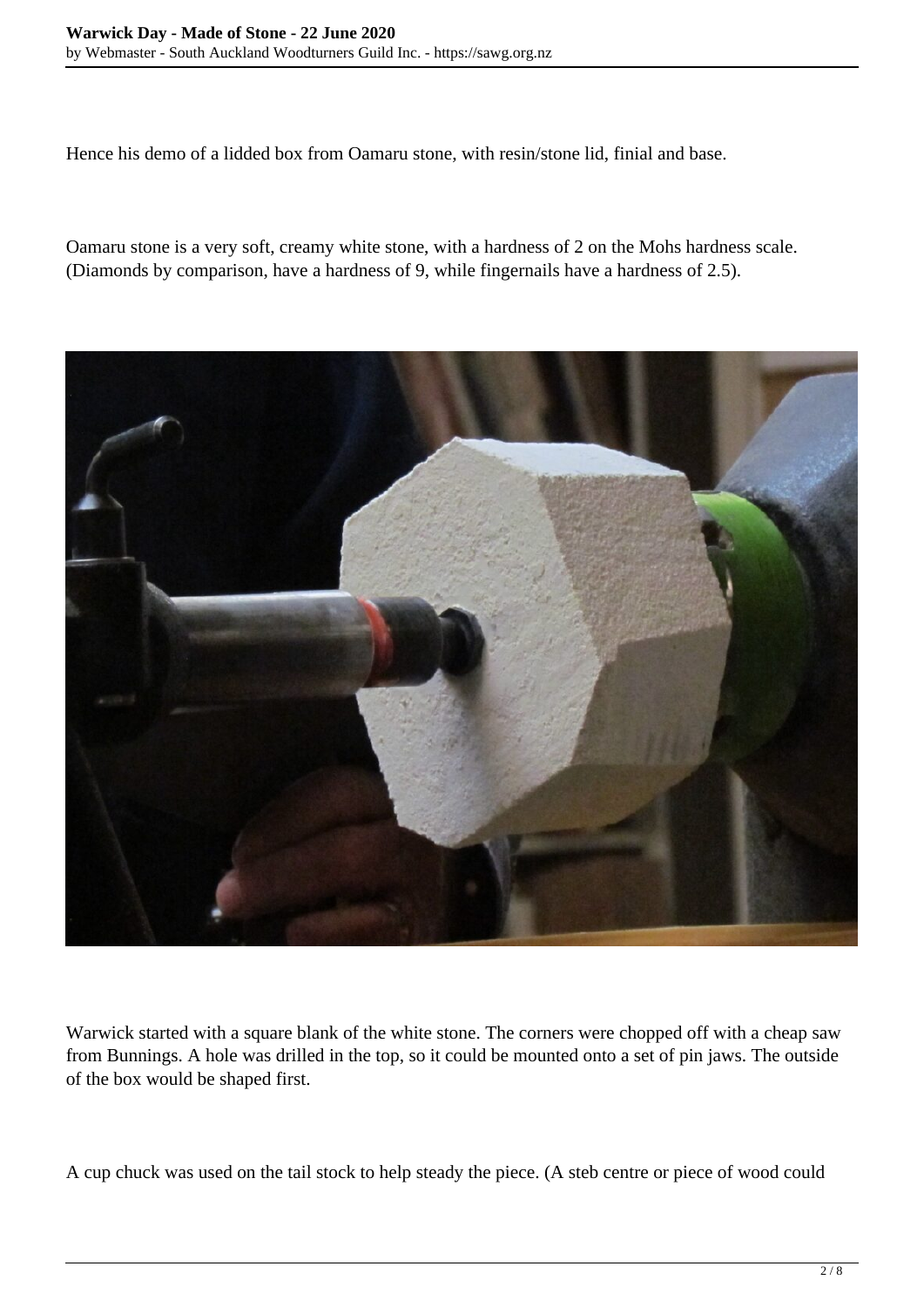Hence his demo of a lidded box from Oamaru stone, with resin/stone lid, finial and base.

Oamaru stone is a very soft, creamy white stone, with a hardness of 2 on the Mohs hardness scale. (Diamonds by comparison, have a hardness of 9, while fingernails have a hardness of 2.5).

Warwick started with a square blank of the white stone. The corners were chopped off with a cheap saw from Bunnings. A hole was drilled in the top, so it could be mounted onto a set of pin jaws. The outside of the box would be shaped first.

A cup chuck was used on the tail stock to help steady the piece. (A steb centre or piece of wood could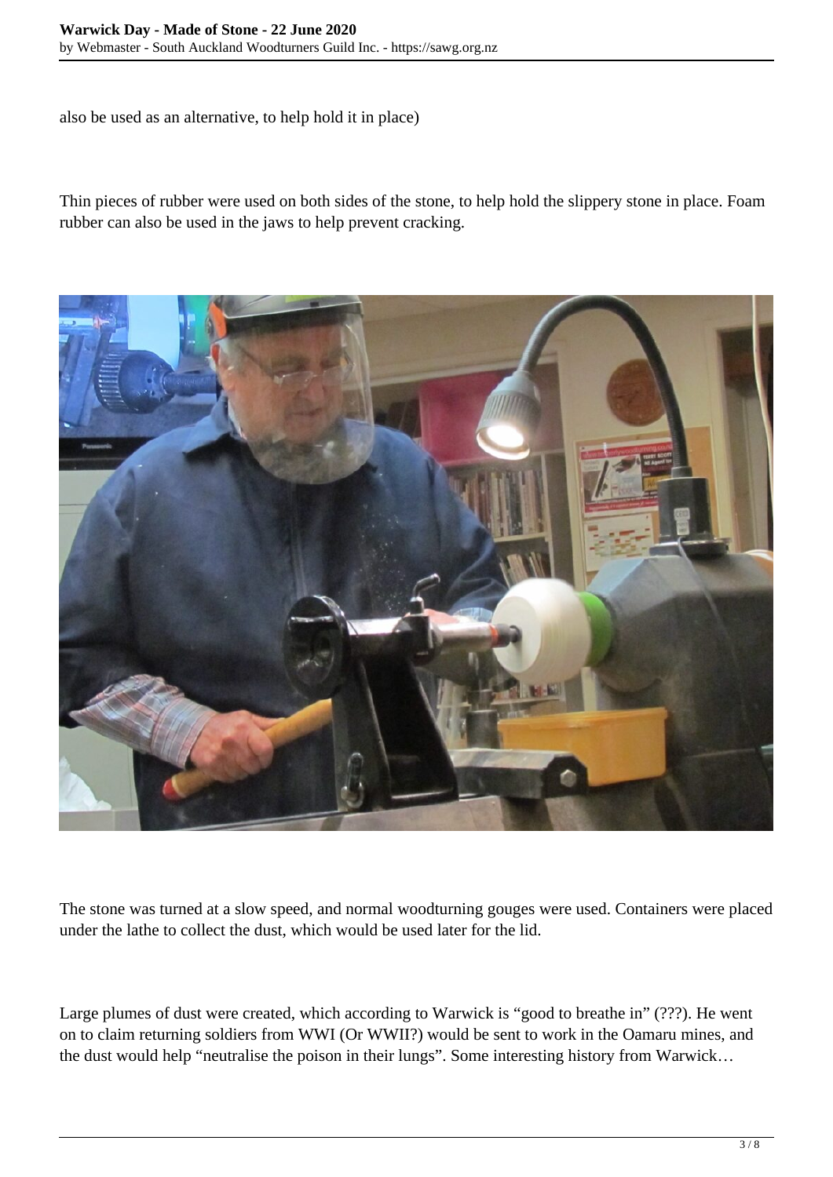also be used as an alternative, to help hold it in place)

Thin pieces of rubber were used on both sides of the stone, to help hold the slippery stone in place. Foam rubber can also be used in the jaws to help prevent cracking.

The stone was turned at a slow speed, and normal woodturning gouges were used. Containers were placed under the lathe to collect the dust, which would be used later for the lid.

Large plumes of dust were created, which according to Warwick is “good to breathe in” (???). He went on to claim returning soldiers from WWI (Or WWII?) would be sent to work in the Oamaru mines, and the dust would help “neutralise the poison in their lungs”. Some interesting history from Warwick…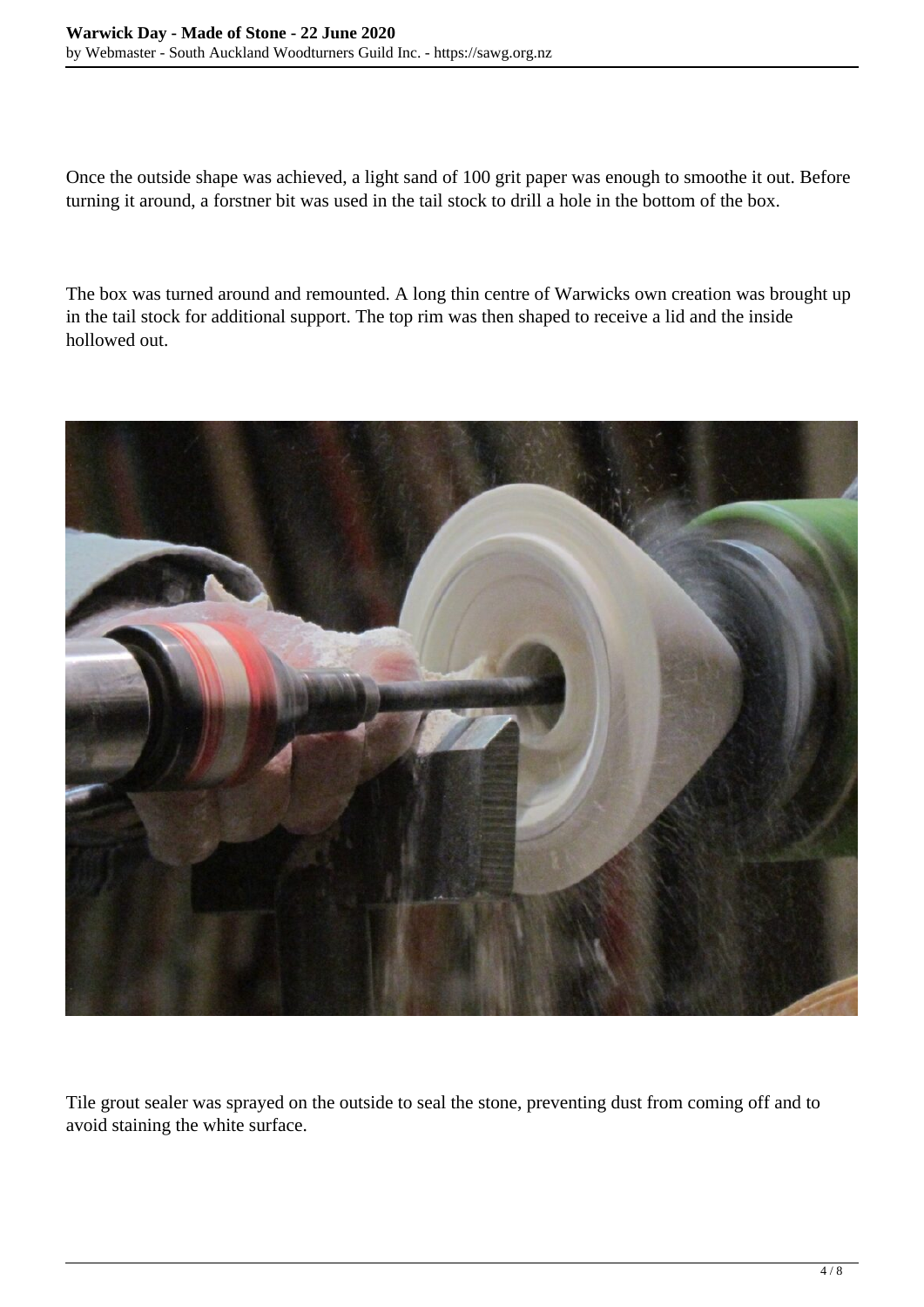Once the outside shape was achieved, a light sand of 100 grit paper was enough to smoothe it out. Before turning it around, a forstner bit was used in the tail stock to drill a hole in the bottom of the box.

The box was turned around and remounted. A long thin centre of Warwicks own creation was brought up in the tail stock for additional support. The top rim was then shaped to receive a lid and the inside hollowed out.

Tile grout sealer was sprayed on the outside to seal the stone, preventing dust from coming off and to avoid staining the white surface.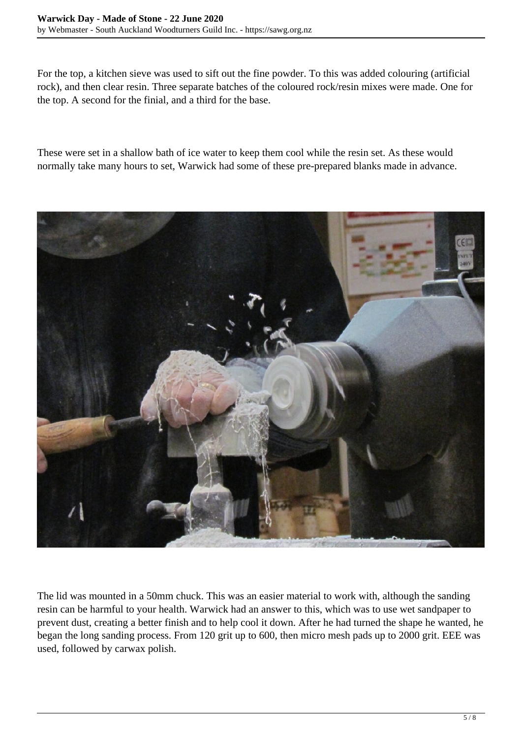For the top, a kitchen sieve was used to sift out the fine powder. To this was added colouring (artificial rock), and then clear resin. Three separate batches of the coloured rock/resin mixes were made. One for the top. A second for the finial, and a third for the base.

These were set in a shallow bath of ice water to keep them cool while the resin set. As these would normally take many hours to set, Warwick had some of these pre-prepared blanks made in advance.

The lid was mounted in a 50mm chuck. This was an easier material to work with, although the sanding resin can be harmful to your health. Warwick had an answer to this, which was to use wet sandpaper to prevent dust, creating a better finish and to help cool it down. After he had turned the shape he wanted, he began the long sanding process. From 120 grit up to 600, then micro mesh pads up to 2000 grit. EEE was used, followed by carwax polish.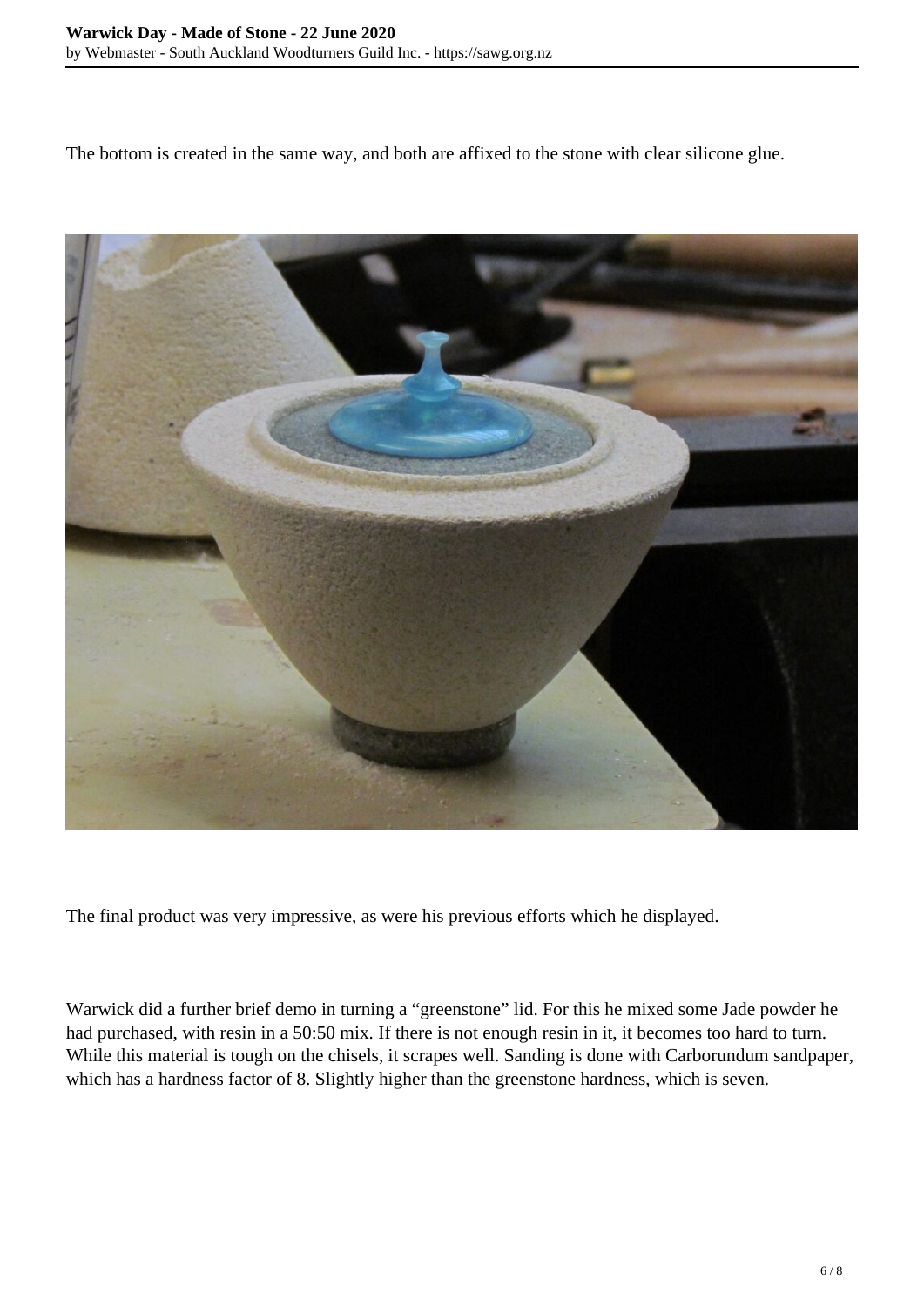The bottom is created in the same way, and both are affixed to the stone with clear silicone glue.

The final product was very impressive, as were his previous efforts which he displayed.

Warwick did a further brief demo in turning a "greenstone" lid. For this he mixed some Jade powder he had purchased, with resin in a 50:50 mix. If there is not enough resin in it, it becomes too hard to turn. While this material is tough on the chisels, it scrapes well. Sanding is done with Carborundum sandpaper, which has a hardness factor of 8. Slightly higher than the greenstone hardness, which is seven.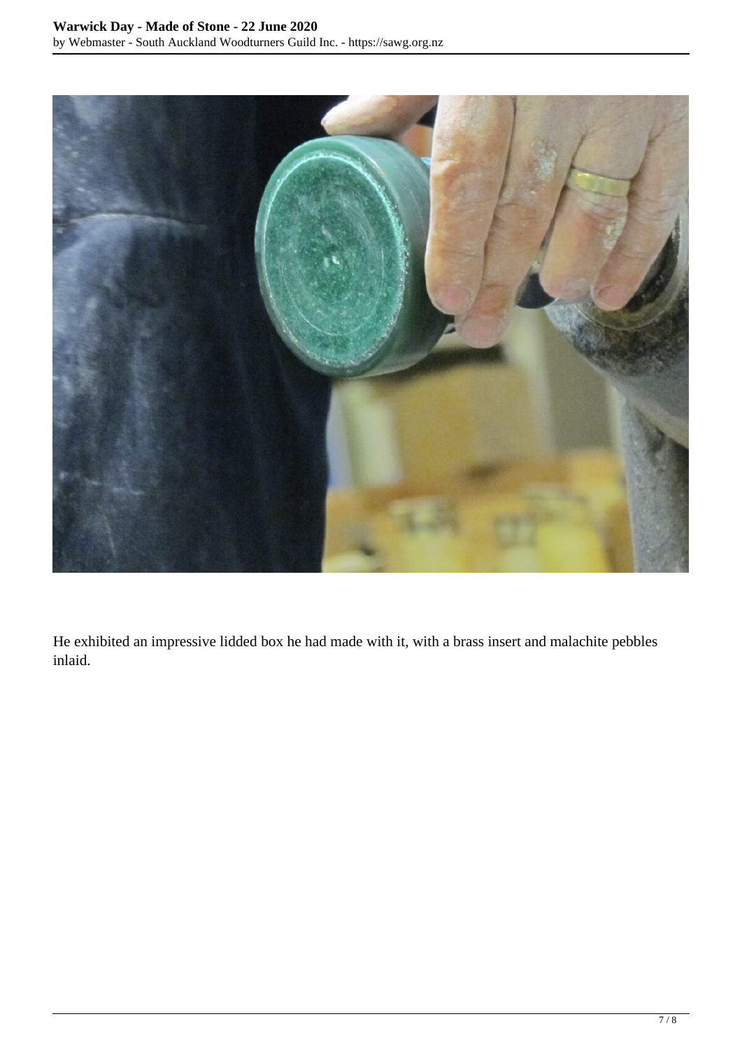He exhibited an impressive lidded box he had made with it, with a brass insert and malachite pebbles inlaid.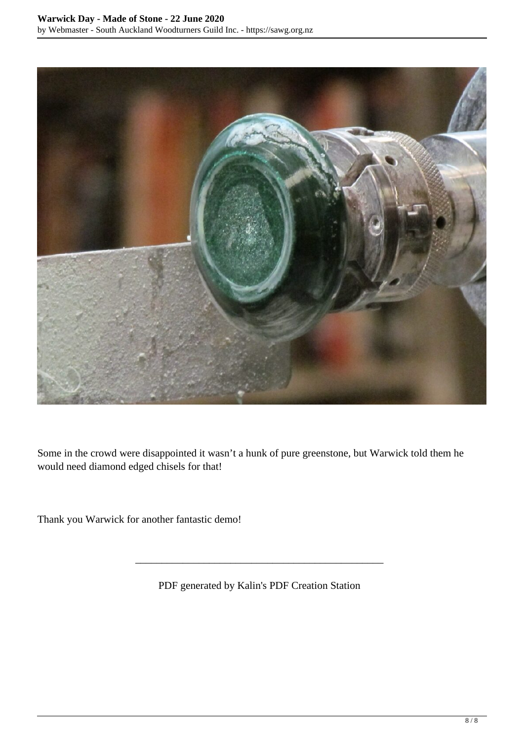Some in the crowd were disappointed it wasn't a hunk of pure greenstone, but Warwick told them he would need diamond edged chisels for that!

Thank you Warwick for another fantastic demo!

---

PDF generated by Kalin's PDF Creation Station